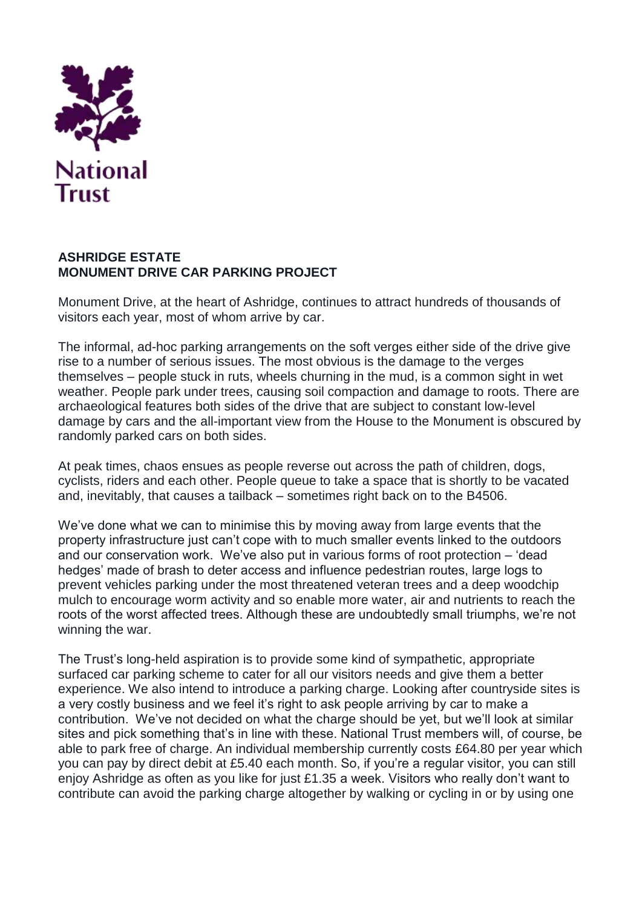National Trust

**ASHRIDGE ESTATE**
**MONUMENT DRIVE CAR PARKING PROJECT**

Monument Drive, at the heart of Ashridge, continues to attract hundreds of thousands of visitors each year, most of whom arrive by car.

The informal, ad-hoc parking arrangements on the soft verges either side of the drive give rise to a number of serious issues. The most obvious is the damage to the verges themselves – people stuck in ruts, wheels churning in the mud, is a common sight in wet weather. People park under trees, causing soil compaction and damage to roots. There are archaeological features both sides of the drive that are subject to constant low-level damage by cars and the all-important view from the House to the Monument is obscured by randomly parked cars on both sides.

At peak times, chaos ensues as people reverse out across the path of children, dogs, cyclists, riders and each other. People queue to take a space that is shortly to be vacated and, inevitably, that causes a tailback – sometimes right back on to the B4506.

We've done what we can to minimise this by moving away from large events that the property infrastructure just can't cope with to much smaller events linked to the outdoors and our conservation work. We've also put in various forms of root protection – 'dead hedges' made of brash to deter access and influence pedestrian routes, large logs to prevent vehicles parking under the most threatened veteran trees and a deep woodchip mulch to encourage worm activity and so enable more water, air and nutrients to reach the roots of the worst affected trees. Although these are undoubtedly small triumphs, we're not winning the war.

The Trust's long-held aspiration is to provide some kind of sympathetic, appropriate surfaced car parking scheme to cater for all our visitors needs and give them a better experience. We also intend to introduce a parking charge. Looking after countryside sites is a very costly business and we feel it's right to ask people arriving by car to make a contribution. We've not decided on what the charge should be yet, but we'll look at similar sites and pick something that's in line with these. National Trust members will, of course, be able to park free of charge. An individual membership currently costs £64.80 per year which you can pay by direct debit at £5.40 each month. So, if you're a regular visitor, you can still enjoy Ashridge as often as you like for just £1.35 a week. Visitors who really don't want to contribute can avoid the parking charge altogether by walking or cycling in or by using one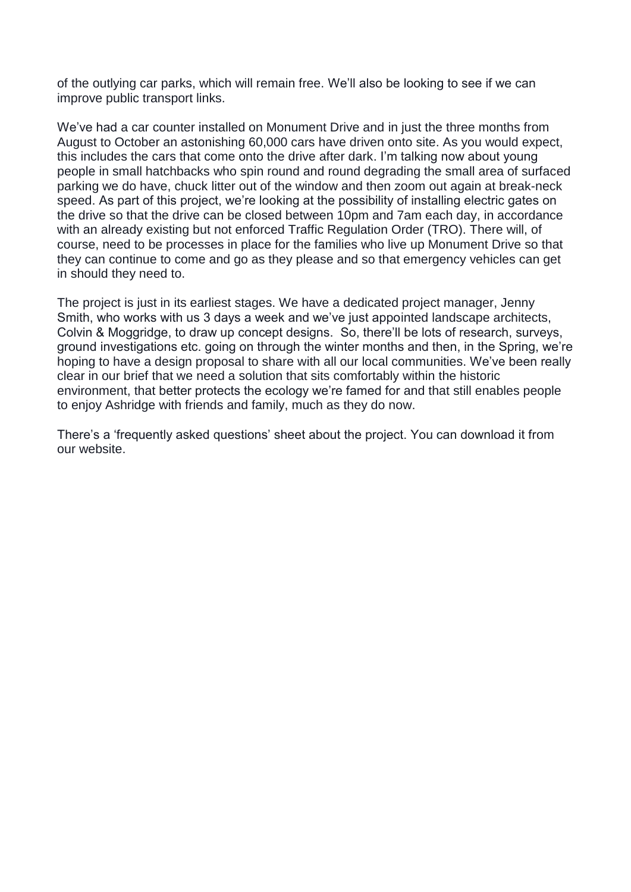of the outlying car parks, which will remain free. We'll also be looking to see if we can improve public transport links.

We've had a car counter installed on Monument Drive and in just the three months from August to October an astonishing 60,000 cars have driven onto site. As you would expect, this includes the cars that come onto the drive after dark. I'm talking now about young people in small hatchbacks who spin round and round degrading the small area of surfaced parking we do have, chuck litter out of the window and then zoom out again at break-neck speed. As part of this project, we're looking at the possibility of installing electric gates on the drive so that the drive can be closed between 10pm and 7am each day, in accordance with an already existing but not enforced Traffic Regulation Order (TRO). There will, of course, need to be processes in place for the families who live up Monument Drive so that they can continue to come and go as they please and so that emergency vehicles can get in should they need to.

The project is just in its earliest stages. We have a dedicated project manager, Jenny Smith, who works with us 3 days a week and we've just appointed landscape architects, Colvin & Moggridge, to draw up concept designs. So, there'll be lots of research, surveys, ground investigations etc. going on through the winter months and then, in the Spring, we're hoping to have a design proposal to share with all our local communities. We've been really clear in our brief that we need a solution that sits comfortably within the historic environment, that better protects the ecology we're famed for and that still enables people to enjoy Ashridge with friends and family, much as they do now.

There's a 'frequently asked questions' sheet about the project. You can download it from our website.